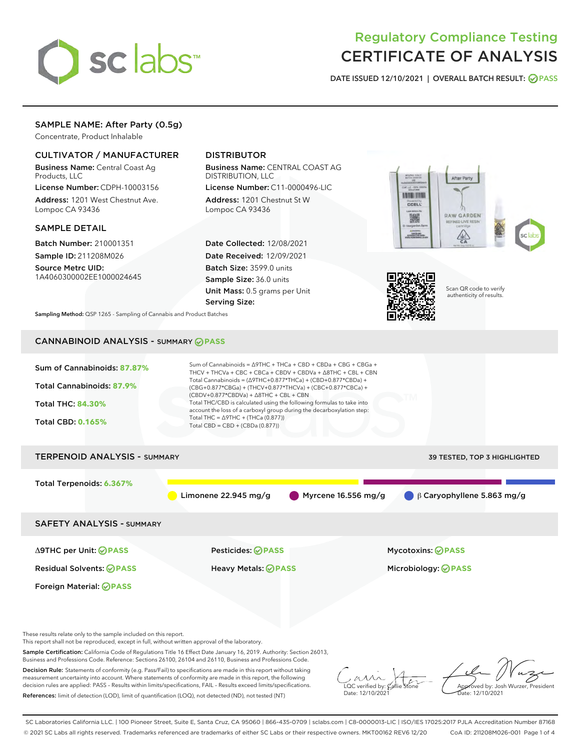# Regulatory Compliance Testing
# CERTIFICATE OF ANALYSIS

DATE ISSUED 12/10/2021 | OVERALL BATCH RESULT: PASS

## SAMPLE NAME: After Party (0.5g)

Concentrate, Product Inhalable

### CULTIVATOR / MANUFACTURER

**Business Name:** Central Coast Ag Products, LLC

**License Number:** CDPH-10003156

**Address:** 1201 West Chestnut Ave. Lompoc CA 93436

### DISTRIBUTOR

**Business Name:** CENTRAL COAST AG DISTRIBUTION, LLC

**License Number:** C11-0000496-LIC

**Address:** 1201 Chestnut St W Lompoc CA 93436

### SAMPLE DETAIL

**Batch Number:** 210001351

**Sample ID:** 211208M026

**Source Metrc UID:** 1A4060300002EE1000024645

**Date Collected:** 12/08/2021

**Date Received:** 12/09/2021

**Batch Size:** 3599.0 units

**Sample Size:** 36.0 units

**Unit Mass:** 0.5 grams per Unit

**Serving Size:**

Scan QR code to verify authenticity of results.

**Sampling Method:** QSP 1265 - Sampling of Cannabis and Product Batches

## CANNABINOID ANALYSIS - SUMMARY PASS

Sum of Cannabinoids: **87.87%**

Total Cannabinoids: **87.9%**

Total THC: **84.30%**

Total CBD: **0.165%**

Sum of Cannabinoids = Δ9THC + THCa + CBD + CBDa + CBG + CBGa + THCV + THCVa + CBC + CBCa + CBDV + CBDVa + Δ8THC + CBL + CBN

Total Cannabinoids = (Δ9THC+0.877*THCa) + (CBD+0.877*CBDa) + (CBG+0.877*CBGa) + (THCV+0.877*THCVa) + (CBC+0.877*CBCa) + (CBDV+0.877*CBDVa) + Δ8THC + CBL + CBN

Total THC/CBD is calculated using the following formulas to take into account the loss of a carboxyl group during the decarboxylation step:

Total THC = Δ9THC + (THCa (0.877))

Total CBD = CBD + (CBDa (0.877))

## TERPENOID ANALYSIS - SUMMARY

39 TESTED, TOP 3 HIGHLIGHTED

Total Terpenoids: **6.367%**

Limonene 22.945 mg/g | Myrcene 16.556 mg/g | β Caryophyllene 5.863 mg/g

## SAFETY ANALYSIS - SUMMARY

| | | |
|---|---|---|
| Δ9THC per Unit: PASS | Pesticides: PASS | Mycotoxins: PASS |
| Residual Solvents: PASS | Heavy Metals: PASS | Microbiology: PASS |
| Foreign Material: PASS | | |

These results relate only to the sample included on this report.
This report shall not be reproduced, except in full, without written approval of the laboratory.

**Sample Certification:** California Code of Regulations Title 16 Effect Date January 16, 2019. Authority: Section 26013, Business and Professions Code. Reference: Sections 26100, 26104 and 26110, Business and Professions Code.

**Decision Rule:** Statements of conformity (e.g. Pass/Fail) to specifications are made in this report without taking measurement uncertainty into account. Where statements of conformity are made in this report, the following decision rules are applied: PASS – Results within limits/specifications, FAIL – Results exceed limits/specifications.

**References:** limit of detection (LOD), limit of quantification (LOQ), not detected (ND), not tested (NT)

LQC verified by: Callie Stone
Date: 12/10/2021

Approved by: Josh Wurzer, President
Date: 12/10/2021

SC Laboratories California LLC. | 100 Pioneer Street, Suite E, Santa Cruz, CA 95060 | 866-435-0709 | sclabs.com | C8-0000013-LIC | ISO/IES 17025:2017 PJLA Accreditation Number 87168
© 2021 SC Labs all rights reserved. Trademarks referenced are trademarks of either SC Labs or their respective owners. MKT00162 REV6 12/20 CoA ID: 211208M026-001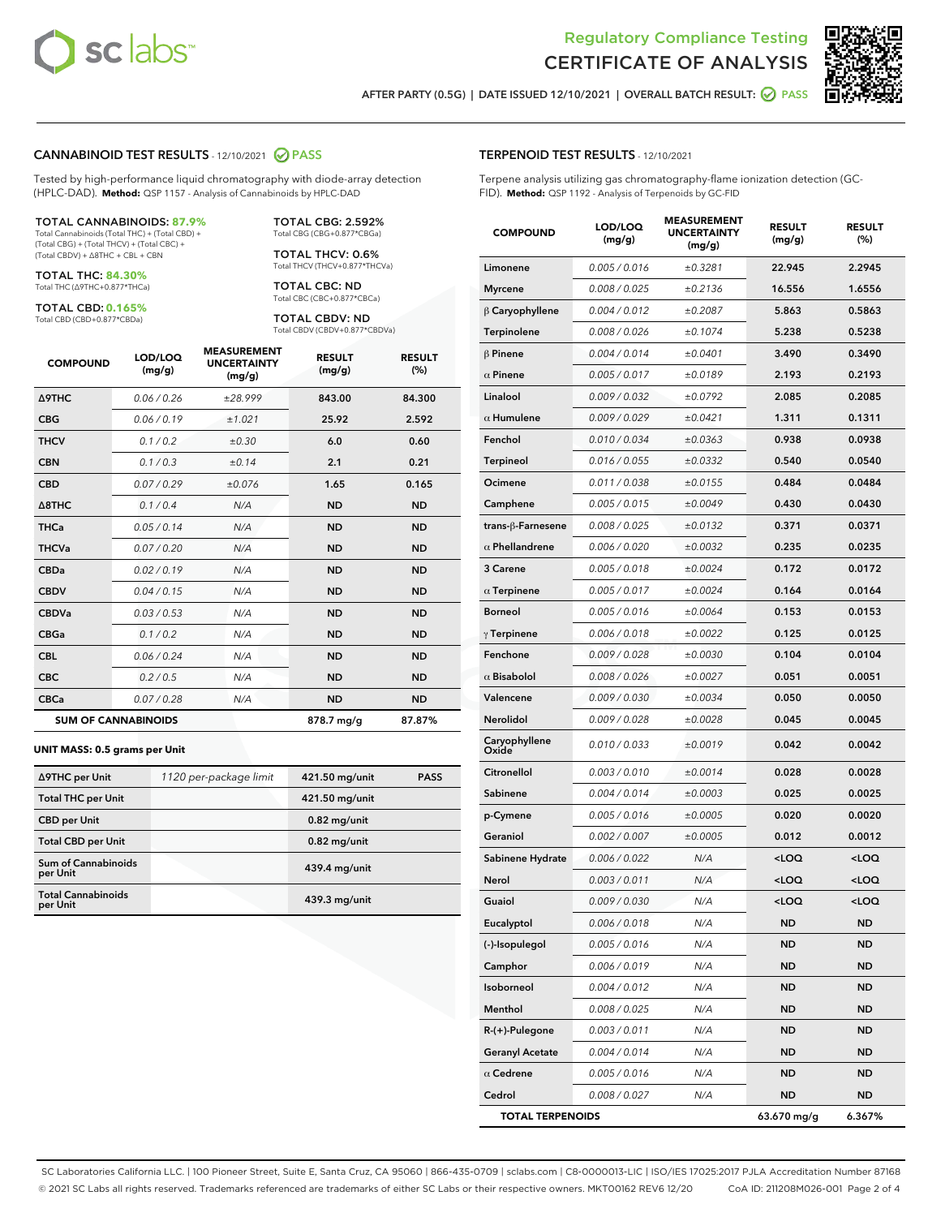# Regulatory Compliance Testing
# CERTIFICATE OF ANALYSIS

AFTER PARTY (0.5G) | DATE ISSUED 12/10/2021 | OVERALL BATCH RESULT: PASS

## CANNABINOID TEST RESULTS - 12/10/2021 PASS

Tested by high-performance liquid chromatography with diode-array detection (HPLC-DAD). **Method:** QSP 1157 - Analysis of Cannabinoids by HPLC-DAD

**TOTAL CANNABINOIDS: 87.9%**
Total Cannabinoids (Total THC) + (Total CBD) + (Total CBG) + (Total THCV) + (Total CBC) + (Total CBDV) + Δ8THC + CBL + CBN

**TOTAL THC: 84.30%**
Total THC (Δ9THC+0.877*THCa)

**TOTAL CBD: 0.165%**
Total CBD (CBD+0.877*CBDa)

**TOTAL CBG: 2.592%**
Total CBG (CBG+0.877*CBGa)

**TOTAL THCV: 0.6%**
Total THCV (THCV+0.877*THCVa)

**TOTAL CBC: ND**
Total CBC (CBC+0.877*CBCa)

**TOTAL CBDV: ND**
Total CBDV (CBDV+0.877*CBDVa)

| COMPOUND | LOD/LOQ (mg/g) | MEASUREMENT UNCERTAINTY (mg/g) | RESULT (mg/g) | RESULT (%) |
|---|---|---|---|---|
| Δ9THC | 0.06 / 0.26 | ±28.999 | 843.00 | 84.300 |
| CBG | 0.06 / 0.19 | ±1.021 | 25.92 | 2.592 |
| THCV | 0.1 / 0.2 | ±0.30 | 6.0 | 0.60 |
| CBN | 0.1 / 0.3 | ±0.14 | 2.1 | 0.21 |
| CBD | 0.07 / 0.29 | ±0.076 | 1.65 | 0.165 |
| Δ8THC | 0.1 / 0.4 | N/A | ND | ND |
| THCa | 0.05 / 0.14 | N/A | ND | ND |
| THCVa | 0.07 / 0.20 | N/A | ND | ND |
| CBDa | 0.02 / 0.19 | N/A | ND | ND |
| CBDV | 0.04 / 0.15 | N/A | ND | ND |
| CBDVa | 0.03 / 0.53 | N/A | ND | ND |
| CBGa | 0.1 / 0.2 | N/A | ND | ND |
| CBL | 0.06 / 0.24 | N/A | ND | ND |
| CBC | 0.2 / 0.5 | N/A | ND | ND |
| CBCa | 0.07 / 0.28 | N/A | ND | ND |
| **SUM OF CANNABINOIDS** | | | **878.7 mg/g** | **87.87%** |

**UNIT MASS: 0.5 grams per Unit**

| | | | |
|---|---|---|---|
| Δ9THC per Unit | 1120 per-package limit | 421.50 mg/unit | PASS |
| Total THC per Unit | | 421.50 mg/unit | |
| CBD per Unit | | 0.82 mg/unit | |
| Total CBD per Unit | | 0.82 mg/unit | |
| Sum of Cannabinoids per Unit | | 439.4 mg/unit | |
| Total Cannabinoids per Unit | | 439.3 mg/unit | |

## TERPENOID TEST RESULTS - 12/10/2021

Terpene analysis utilizing gas chromatography-flame ionization detection (GC-FID). **Method:** QSP 1192 - Analysis of Terpenoids by GC-FID

| COMPOUND | LOD/LOQ (mg/g) | MEASUREMENT UNCERTAINTY (mg/g) | RESULT (mg/g) | RESULT (%) |
|---|---|---|---|---|
| Limonene | 0.005 / 0.016 | ±0.3281 | 22.945 | 2.2945 |
| Myrcene | 0.008 / 0.025 | ±0.2136 | 16.556 | 1.6556 |
| β Caryophyllene | 0.004 / 0.012 | ±0.2087 | 5.863 | 0.5863 |
| Terpinolene | 0.008 / 0.026 | ±0.1074 | 5.238 | 0.5238 |
| β Pinene | 0.004 / 0.014 | ±0.0401 | 3.490 | 0.3490 |
| α Pinene | 0.005 / 0.017 | ±0.0189 | 2.193 | 0.2193 |
| Linalool | 0.009 / 0.032 | ±0.0792 | 2.085 | 0.2085 |
| α Humulene | 0.009 / 0.029 | ±0.0421 | 1.311 | 0.1311 |
| Fenchol | 0.010 / 0.034 | ±0.0363 | 0.938 | 0.0938 |
| Terpineol | 0.016 / 0.055 | ±0.0332 | 0.540 | 0.0540 |
| Ocimene | 0.011 / 0.038 | ±0.0155 | 0.484 | 0.0484 |
| Camphene | 0.005 / 0.015 | ±0.0049 | 0.430 | 0.0430 |
| trans-β-Farnesene | 0.008 / 0.025 | ±0.0132 | 0.371 | 0.0371 |
| α Phellandrene | 0.006 / 0.020 | ±0.0032 | 0.235 | 0.0235 |
| 3 Carene | 0.005 / 0.018 | ±0.0024 | 0.172 | 0.0172 |
| α Terpinene | 0.005 / 0.017 | ±0.0024 | 0.164 | 0.0164 |
| Borneol | 0.005 / 0.016 | ±0.0064 | 0.153 | 0.0153 |
| γ Terpinene | 0.006 / 0.018 | ±0.0022 | 0.125 | 0.0125 |
| Fenchone | 0.009 / 0.028 | ±0.0030 | 0.104 | 0.0104 |
| α Bisabolol | 0.008 / 0.026 | ±0.0027 | 0.051 | 0.0051 |
| Valencene | 0.009 / 0.030 | ±0.0034 | 0.050 | 0.0050 |
| Nerolidol | 0.009 / 0.028 | ±0.0028 | 0.045 | 0.0045 |
| Caryophyllene Oxide | 0.010 / 0.033 | ±0.0019 | 0.042 | 0.0042 |
| Citronellol | 0.003 / 0.010 | ±0.0014 | 0.028 | 0.0028 |
| Sabinene | 0.004 / 0.014 | ±0.0003 | 0.025 | 0.0025 |
| p-Cymene | 0.005 / 0.016 | ±0.0005 | 0.020 | 0.0020 |
| Geraniol | 0.002 / 0.007 | ±0.0005 | 0.012 | 0.0012 |
| Sabinene Hydrate | 0.006 / 0.022 | N/A | <LOQ | <LOQ |
| Nerol | 0.003 / 0.011 | N/A | <LOQ | <LOQ |
| Guaiol | 0.009 / 0.030 | N/A | <LOQ | <LOQ |
| Eucalyptol | 0.006 / 0.018 | N/A | ND | ND |
| (-)-Isopulegol | 0.005 / 0.016 | N/A | ND | ND |
| Camphor | 0.006 / 0.019 | N/A | ND | ND |
| Isoborneol | 0.004 / 0.012 | N/A | ND | ND |
| Menthol | 0.008 / 0.025 | N/A | ND | ND |
| R-(+)-Pulegone | 0.003 / 0.011 | N/A | ND | ND |
| Geranyl Acetate | 0.004 / 0.014 | N/A | ND | ND |
| α Cedrene | 0.005 / 0.016 | N/A | ND | ND |
| Cedrol | 0.008 / 0.027 | N/A | ND | ND |
| **TOTAL TERPENOIDS** | | | **63.670 mg/g** | **6.367%** |

SC Laboratories California LLC. | 100 Pioneer Street, Suite E, Santa Cruz, CA 95060 | 866-435-0709 | sclabs.com | C8-0000013-LIC | ISO/IES 17025:2017 PJLA Accreditation Number 87168
© 2021 SC Labs all rights reserved. Trademarks referenced are trademarks of either SC Labs or their respective owners. MKT00162 REV6 12/20 CoA ID: 211208M026-001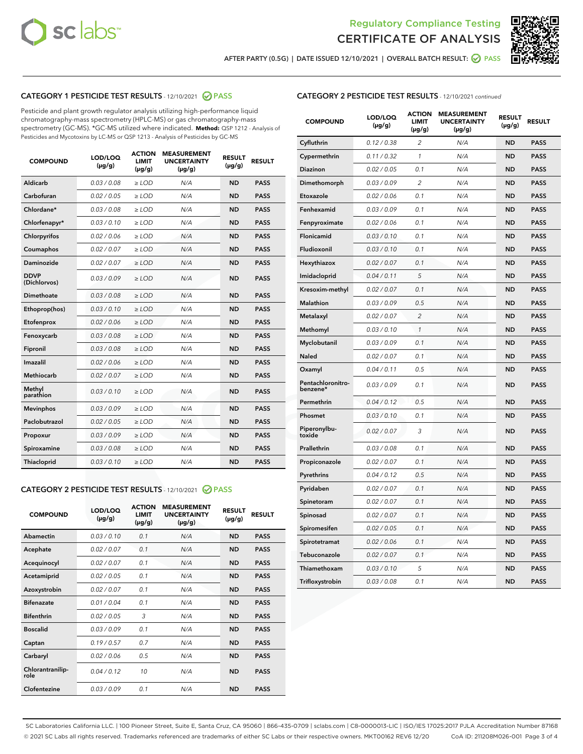Regulatory Compliance Testing
# CERTIFICATE OF ANALYSIS

AFTER PARTY (0.5G) | DATE ISSUED 12/10/2021 | OVERALL BATCH RESULT: PASS

## CATEGORY 1 PESTICIDE TEST RESULTS - 12/10/2021 PASS

Pesticide and plant growth regulator analysis utilizing high-performance liquid chromatography-mass spectrometry (HPLC-MS) or gas chromatography-mass spectrometry (GC-MS). *GC-MS utilized where indicated. **Method:** QSP 1212 - Analysis of Pesticides and Mycotoxins by LC-MS or QSP 1213 - Analysis of Pesticides by GC-MS

| COMPOUND | LOD/LOQ (µg/g) | ACTION LIMIT (µg/g) | MEASUREMENT UNCERTAINTY (µg/g) | RESULT (µg/g) | RESULT |
|---|---|---|---|---|---|
| Aldicarb | 0.03 / 0.08 | ≥ LOD | N/A | ND | PASS |
| Carbofuran | 0.02 / 0.05 | ≥ LOD | N/A | ND | PASS |
| Chlordane* | 0.03 / 0.08 | ≥ LOD | N/A | ND | PASS |
| Chlorfenapyr* | 0.03 / 0.10 | ≥ LOD | N/A | ND | PASS |
| Chlorpyrifos | 0.02 / 0.06 | ≥ LOD | N/A | ND | PASS |
| Coumaphos | 0.02 / 0.07 | ≥ LOD | N/A | ND | PASS |
| Daminozide | 0.02 / 0.07 | ≥ LOD | N/A | ND | PASS |
| DDVP (Dichlorvos) | 0.03 / 0.09 | ≥ LOD | N/A | ND | PASS |
| Dimethoate | 0.03 / 0.08 | ≥ LOD | N/A | ND | PASS |
| Ethoprop(hos) | 0.03 / 0.10 | ≥ LOD | N/A | ND | PASS |
| Etofenprox | 0.02 / 0.06 | ≥ LOD | N/A | ND | PASS |
| Fenoxycarb | 0.03 / 0.08 | ≥ LOD | N/A | ND | PASS |
| Fipronil | 0.03 / 0.08 | ≥ LOD | N/A | ND | PASS |
| Imazalil | 0.02 / 0.06 | ≥ LOD | N/A | ND | PASS |
| Methiocarb | 0.02 / 0.07 | ≥ LOD | N/A | ND | PASS |
| Methyl parathion | 0.03 / 0.10 | ≥ LOD | N/A | ND | PASS |
| Mevinphos | 0.03 / 0.09 | ≥ LOD | N/A | ND | PASS |
| Paclobutrazol | 0.02 / 0.05 | ≥ LOD | N/A | ND | PASS |
| Propoxur | 0.03 / 0.09 | ≥ LOD | N/A | ND | PASS |
| Spiroxamine | 0.03 / 0.08 | ≥ LOD | N/A | ND | PASS |
| Thiacloprid | 0.03 / 0.10 | ≥ LOD | N/A | ND | PASS |

## CATEGORY 2 PESTICIDE TEST RESULTS - 12/10/2021 PASS

| COMPOUND | LOD/LOQ (µg/g) | ACTION LIMIT (µg/g) | MEASUREMENT UNCERTAINTY (µg/g) | RESULT (µg/g) | RESULT |
|---|---|---|---|---|---|
| Abamectin | 0.03 / 0.10 | 0.1 | N/A | ND | PASS |
| Acephate | 0.02 / 0.07 | 0.1 | N/A | ND | PASS |
| Acequinocyl | 0.02 / 0.07 | 0.1 | N/A | ND | PASS |
| Acetamiprid | 0.02 / 0.05 | 0.1 | N/A | ND | PASS |
| Azoxystrobin | 0.02 / 0.07 | 0.1 | N/A | ND | PASS |
| Bifenazate | 0.01 / 0.04 | 0.1 | N/A | ND | PASS |
| Bifenthrin | 0.02 / 0.05 | 3 | N/A | ND | PASS |
| Boscalid | 0.03 / 0.09 | 0.1 | N/A | ND | PASS |
| Captan | 0.19 / 0.57 | 0.7 | N/A | ND | PASS |
| Carbaryl | 0.02 / 0.06 | 0.5 | N/A | ND | PASS |
| Chlorantraniliprole | 0.04 / 0.12 | 10 | N/A | ND | PASS |
| Clofentezine | 0.03 / 0.09 | 0.1 | N/A | ND | PASS |
| Cyfluthrin | 0.12 / 0.38 | 2 | N/A | ND | PASS |
| Cypermethrin | 0.11 / 0.32 | 1 | N/A | ND | PASS |
| Diazinon | 0.02 / 0.05 | 0.1 | N/A | ND | PASS |
| Dimethomorph | 0.03 / 0.09 | 2 | N/A | ND | PASS |
| Etoxazole | 0.02 / 0.06 | 0.1 | N/A | ND | PASS |
| Fenhexamid | 0.03 / 0.09 | 0.1 | N/A | ND | PASS |
| Fenpyroximate | 0.02 / 0.06 | 0.1 | N/A | ND | PASS |
| Flonicamid | 0.03 / 0.10 | 0.1 | N/A | ND | PASS |
| Fludioxonil | 0.03 / 0.10 | 0.1 | N/A | ND | PASS |
| Hexythiazox | 0.02 / 0.07 | 0.1 | N/A | ND | PASS |
| Imidacloprid | 0.04 / 0.11 | 5 | N/A | ND | PASS |
| Kresoxim-methyl | 0.02 / 0.07 | 0.1 | N/A | ND | PASS |
| Malathion | 0.03 / 0.09 | 0.5 | N/A | ND | PASS |
| Metalaxyl | 0.02 / 0.07 | 2 | N/A | ND | PASS |
| Methomyl | 0.03 / 0.10 | 1 | N/A | ND | PASS |
| Myclobutanil | 0.03 / 0.09 | 0.1 | N/A | ND | PASS |
| Naled | 0.02 / 0.07 | 0.1 | N/A | ND | PASS |
| Oxamyl | 0.04 / 0.11 | 0.5 | N/A | ND | PASS |
| Pentachloronitrobenzene* | 0.03 / 0.09 | 0.1 | N/A | ND | PASS |
| Permethrin | 0.04 / 0.12 | 0.5 | N/A | ND | PASS |
| Phosmet | 0.03 / 0.10 | 0.1 | N/A | ND | PASS |
| Piperonylbutoxide | 0.02 / 0.07 | 3 | N/A | ND | PASS |
| Prallethrin | 0.03 / 0.08 | 0.1 | N/A | ND | PASS |
| Propiconazole | 0.02 / 0.07 | 0.1 | N/A | ND | PASS |
| Pyrethrins | 0.04 / 0.12 | 0.5 | N/A | ND | PASS |
| Pyridaben | 0.02 / 0.07 | 0.1 | N/A | ND | PASS |
| Spinetoram | 0.02 / 0.07 | 0.1 | N/A | ND | PASS |
| Spinosad | 0.02 / 0.07 | 0.1 | N/A | ND | PASS |
| Spiromesifen | 0.02 / 0.05 | 0.1 | N/A | ND | PASS |
| Spirotetramat | 0.02 / 0.06 | 0.1 | N/A | ND | PASS |
| Tebuconazole | 0.02 / 0.07 | 0.1 | N/A | ND | PASS |
| Thiamethoxam | 0.03 / 0.10 | 5 | N/A | ND | PASS |
| Trifloxystrobin | 0.03 / 0.08 | 0.1 | N/A | ND | PASS |

SC Laboratories California LLC. | 100 Pioneer Street, Suite E, Santa Cruz, CA 95060 | 866-435-0709 | sclabs.com | C8-0000013-LIC | ISO/IES 17025:2017 PJLA Accreditation Number 87168
© 2021 SC Labs all rights reserved. Trademarks referenced are trademarks of either SC Labs or their respective owners. MKT00162 REV6 12/20 CoA ID: 211208M026-001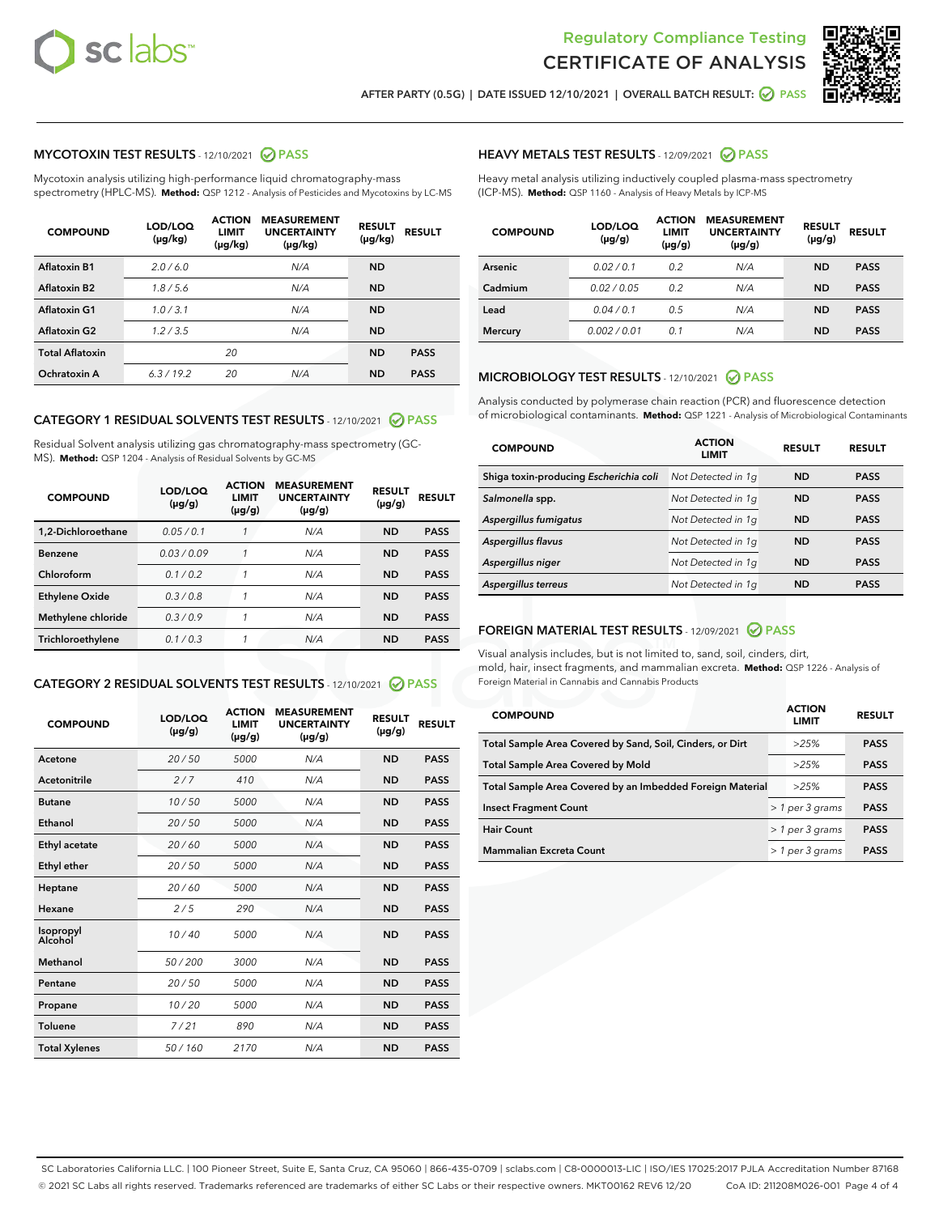# Regulatory Compliance Testing
# CERTIFICATE OF ANALYSIS

AFTER PARTY (0.5G) | DATE ISSUED 12/10/2021 | OVERALL BATCH RESULT: PASS

## MYCOTOXIN TEST RESULTS - 12/10/2021 PASS

Mycotoxin analysis utilizing high-performance liquid chromatography-mass spectrometry (HPLC-MS). **Method:** QSP 1212 - Analysis of Pesticides and Mycotoxins by LC-MS

| COMPOUND | LOD/LOQ (μg/kg) | ACTION LIMIT (μg/kg) | MEASUREMENT UNCERTAINTY (μg/kg) | RESULT (μg/kg) | RESULT |
|---|---|---|---|---|---|
| Aflatoxin B1 | 2.0 / 6.0 | | N/A | ND | |
| Aflatoxin B2 | 1.8 / 5.6 | | N/A | ND | |
| Aflatoxin G1 | 1.0 / 3.1 | | N/A | ND | |
| Aflatoxin G2 | 1.2 / 3.5 | | N/A | ND | |
| Total Aflatoxin | | 20 | | ND | PASS |
| Ochratoxin A | 6.3 / 19.2 | 20 | N/A | ND | PASS |

## CATEGORY 1 RESIDUAL SOLVENTS TEST RESULTS - 12/10/2021 PASS

Residual Solvent analysis utilizing gas chromatography-mass spectrometry (GC-MS). **Method:** QSP 1204 - Analysis of Residual Solvents by GC-MS

| COMPOUND | LOD/LOQ (μg/g) | ACTION LIMIT (μg/g) | MEASUREMENT UNCERTAINTY (μg/g) | RESULT (μg/g) | RESULT |
|---|---|---|---|---|---|
| 1,2-Dichloroethane | 0.05 / 0.1 | 1 | N/A | ND | PASS |
| Benzene | 0.03 / 0.09 | 1 | N/A | ND | PASS |
| Chloroform | 0.1 / 0.2 | 1 | N/A | ND | PASS |
| Ethylene Oxide | 0.3 / 0.8 | 1 | N/A | ND | PASS |
| Methylene chloride | 0.3 / 0.9 | 1 | N/A | ND | PASS |
| Trichloroethylene | 0.1 / 0.3 | 1 | N/A | ND | PASS |

## CATEGORY 2 RESIDUAL SOLVENTS TEST RESULTS - 12/10/2021 PASS

| COMPOUND | LOD/LOQ (μg/g) | ACTION LIMIT (μg/g) | MEASUREMENT UNCERTAINTY (μg/g) | RESULT (μg/g) | RESULT |
|---|---|---|---|---|---|
| Acetone | 20 / 50 | 5000 | N/A | ND | PASS |
| Acetonitrile | 2 / 7 | 410 | N/A | ND | PASS |
| Butane | 10 / 50 | 5000 | N/A | ND | PASS |
| Ethanol | 20 / 50 | 5000 | N/A | ND | PASS |
| Ethyl acetate | 20 / 60 | 5000 | N/A | ND | PASS |
| Ethyl ether | 20 / 50 | 5000 | N/A | ND | PASS |
| Heptane | 20 / 60 | 5000 | N/A | ND | PASS |
| Hexane | 2 / 5 | 290 | N/A | ND | PASS |
| Isopropyl Alcohol | 10 / 40 | 5000 | N/A | ND | PASS |
| Methanol | 50 / 200 | 3000 | N/A | ND | PASS |
| Pentane | 20 / 50 | 5000 | N/A | ND | PASS |
| Propane | 10 / 20 | 5000 | N/A | ND | PASS |
| Toluene | 7 / 21 | 890 | N/A | ND | PASS |
| Total Xylenes | 50 / 160 | 2170 | N/A | ND | PASS |

## HEAVY METALS TEST RESULTS - 12/09/2021 PASS

Heavy metal analysis utilizing inductively coupled plasma-mass spectrometry (ICP-MS). **Method:** QSP 1160 - Analysis of Heavy Metals by ICP-MS

| COMPOUND | LOD/LOQ (μg/g) | ACTION LIMIT (μg/g) | MEASUREMENT UNCERTAINTY (μg/g) | RESULT (μg/g) | RESULT |
|---|---|---|---|---|---|
| Arsenic | 0.02 / 0.1 | 0.2 | N/A | ND | PASS |
| Cadmium | 0.02 / 0.05 | 0.2 | N/A | ND | PASS |
| Lead | 0.04 / 0.1 | 0.5 | N/A | ND | PASS |
| Mercury | 0.002 / 0.01 | 0.1 | N/A | ND | PASS |

## MICROBIOLOGY TEST RESULTS - 12/10/2021 PASS

Analysis conducted by polymerase chain reaction (PCR) and fluorescence detection of microbiological contaminants. **Method:** QSP 1221 - Analysis of Microbiological Contaminants

| COMPOUND | ACTION LIMIT | RESULT | RESULT |
|---|---|---|---|
| Shiga toxin-producing *Escherichia coli* | Not Detected in 1g | ND | PASS |
| *Salmonella* spp. | Not Detected in 1g | ND | PASS |
| *Aspergillus fumigatus* | Not Detected in 1g | ND | PASS |
| *Aspergillus flavus* | Not Detected in 1g | ND | PASS |
| *Aspergillus niger* | Not Detected in 1g | ND | PASS |
| *Aspergillus terreus* | Not Detected in 1g | ND | PASS |

## FOREIGN MATERIAL TEST RESULTS - 12/09/2021 PASS

Visual analysis includes, but is not limited to, sand, soil, cinders, dirt, mold, hair, insect fragments, and mammalian excreta. **Method:** QSP 1226 - Analysis of Foreign Material in Cannabis and Cannabis Products

| COMPOUND | ACTION LIMIT | RESULT |
|---|---|---|
| Total Sample Area Covered by Sand, Soil, Cinders, or Dirt | >25% | PASS |
| Total Sample Area Covered by Mold | >25% | PASS |
| Total Sample Area Covered by an Imbedded Foreign Material | >25% | PASS |
| Insect Fragment Count | > 1 per 3 grams | PASS |
| Hair Count | > 1 per 3 grams | PASS |
| Mammalian Excreta Count | > 1 per 3 grams | PASS |

SC Laboratories California LLC. | 100 Pioneer Street, Suite E, Santa Cruz, CA 95060 | 866-435-0709 | sclabs.com | C8-0000013-LIC | ISO/IES 17025:2017 PJLA Accreditation Number 87168
© 2021 SC Labs all rights reserved. Trademarks referenced are trademarks of either SC Labs or their respective owners. MKT00162 REV6 12/20 CoA ID: 211208M026-001